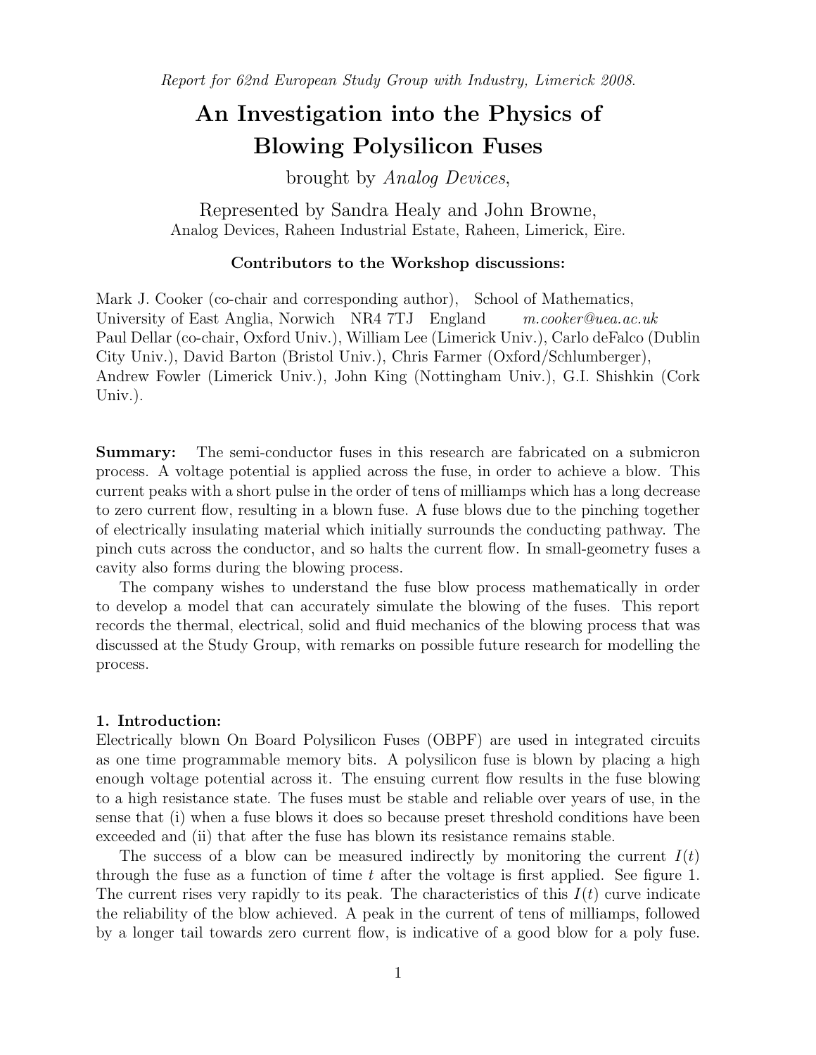*Report for 62nd European Study Group with Industry, Limerick 2008.*

# An Investigation into the Physics of Blowing Polysilicon Fuses

brought by *Analog Devices*,

Represented by Sandra Healy and John Browne,
Analog Devices, Raheen Industrial Estate, Raheen, Limerick, Eire.

**Contributors to the Workshop discussions:**

Mark J. Cooker (co-chair and corresponding author), School of Mathematics, University of East Anglia, Norwich NR4 7TJ England *m.cooker@uea.ac.uk*
Paul Dellar (co-chair, Oxford Univ.), William Lee (Limerick Univ.), Carlo deFalco (Dublin City Univ.), David Barton (Bristol Univ.), Chris Farmer (Oxford/Schlumberger), Andrew Fowler (Limerick Univ.), John King (Nottingham Univ.), G.I. Shishkin (Cork Univ.).

**Summary:** The semi-conductor fuses in this research are fabricated on a submicron process. A voltage potential is applied across the fuse, in order to achieve a blow. This current peaks with a short pulse in the order of tens of milliamps which has a long decrease to zero current flow, resulting in a blown fuse. A fuse blows due to the pinching together of electrically insulating material which initially surrounds the conducting pathway. The pinch cuts across the conductor, and so halts the current flow. In small-geometry fuses a cavity also forms during the blowing process.

The company wishes to understand the fuse blow process mathematically in order to develop a model that can accurately simulate the blowing of the fuses. This report records the thermal, electrical, solid and fluid mechanics of the blowing process that was discussed at the Study Group, with remarks on possible future research for modelling the process.

## 1. Introduction:

Electrically blown On Board Polysilicon Fuses (OBPF) are used in integrated circuits as one time programmable memory bits. A polysilicon fuse is blown by placing a high enough voltage potential across it. The ensuing current flow results in the fuse blowing to a high resistance state. The fuses must be stable and reliable over years of use, in the sense that (i) when a fuse blows it does so because preset threshold conditions have been exceeded and (ii) that after the fuse has blown its resistance remains stable.

The success of a blow can be measured indirectly by monitoring the current $I(t)$ through the fuse as a function of time $t$ after the voltage is first applied. See figure 1. The current rises very rapidly to its peak. The characteristics of this $I(t)$ curve indicate the reliability of the blow achieved. A peak in the current of tens of milliamps, followed by a longer tail towards zero current flow, is indicative of a good blow for a poly fuse.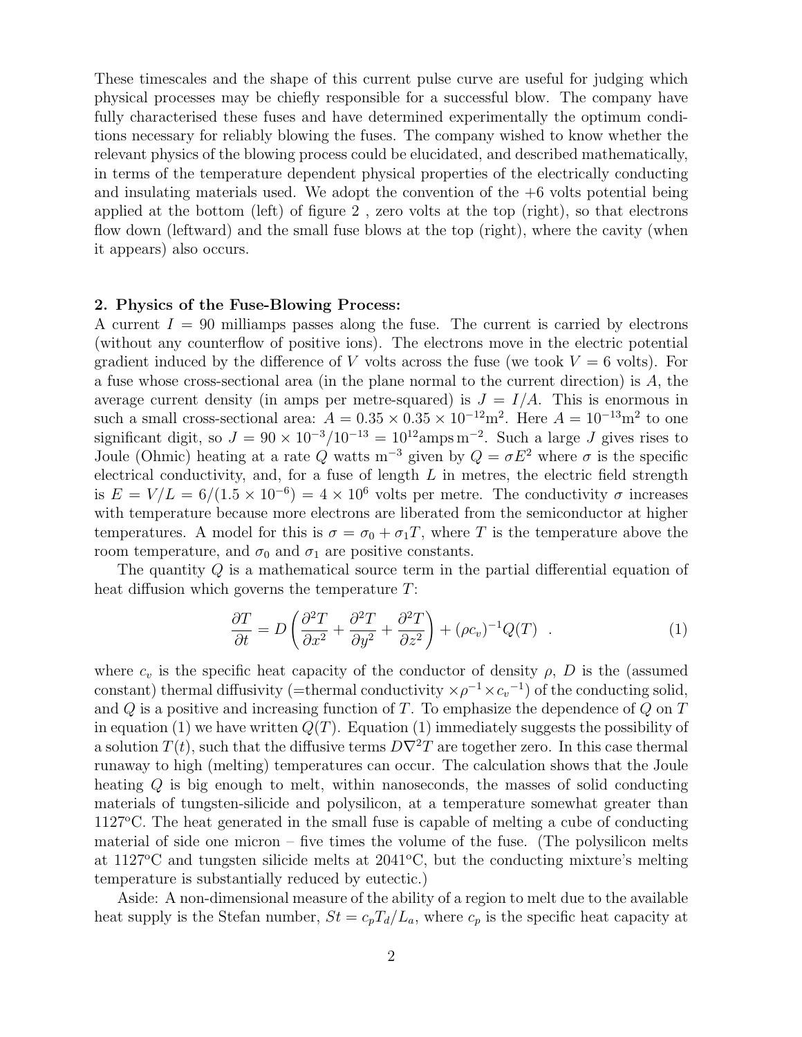These timescales and the shape of this current pulse curve are useful for judging which physical processes may be chiefly responsible for a successful blow. The company have fully characterised these fuses and have determined experimentally the optimum conditions necessary for reliably blowing the fuses. The company wished to know whether the relevant physics of the blowing process could be elucidated, and described mathematically, in terms of the temperature dependent physical properties of the electrically conducting and insulating materials used. We adopt the convention of the +6 volts potential being applied at the bottom (left) of figure 2 , zero volts at the top (right), so that electrons flow down (leftward) and the small fuse blows at the top (right), where the cavity (when it appears) also occurs.

**2. Physics of the Fuse-Blowing Process:**

A current $I = 90$ milliamps passes along the fuse. The current is carried by electrons (without any counterflow of positive ions). The electrons move in the electric potential gradient induced by the difference of $V$ volts across the fuse (we took $V = 6$ volts). For a fuse whose cross-sectional area (in the plane normal to the current direction) is $A$, the average current density (in amps per metre-squared) is $J = I/A$. This is enormous in such a small cross-sectional area: $A = 0.35 \times 0.35 \times 10^{-12}\text{m}^2$. Here $A = 10^{-13}\text{m}^2$ to one significant digit, so $J = 90 \times 10^{-3}/10^{-13} = 10^{12}\text{amps m}^{-2}$. Such a large $J$ gives rises to Joule (Ohmic) heating at a rate $Q$ watts $\text{m}^{-3}$ given by $Q = \sigma E^2$ where $\sigma$ is the specific electrical conductivity, and, for a fuse of length $L$ in metres, the electric field strength is $E = V/L = 6/(1.5 \times 10^{-6}) = 4 \times 10^6$ volts per metre. The conductivity $\sigma$ increases with temperature because more electrons are liberated from the semiconductor at higher temperatures. A model for this is $\sigma = \sigma_0 + \sigma_1 T$, where $T$ is the temperature above the room temperature, and $\sigma_0$ and $\sigma_1$ are positive constants.

The quantity $Q$ is a mathematical source term in the partial differential equation of heat diffusion which governs the temperature $T$:

$$\frac{\partial T}{\partial t} = D\left(\frac{\partial^2 T}{\partial x^2} + \frac{\partial^2 T}{\partial y^2} + \frac{\partial^2 T}{\partial z^2}\right) + (\rho c_v)^{-1} Q(T) \quad . \tag{1}$$

where $c_v$ is the specific heat capacity of the conductor of density $\rho$, $D$ is the (assumed constant) thermal diffusivity (=thermal conductivity $\times \rho^{-1} \times {c_v}^{-1}$) of the conducting solid, and $Q$ is a positive and increasing function of $T$. To emphasize the dependence of $Q$ on $T$ in equation (1) we have written $Q(T)$. Equation (1) immediately suggests the possibility of a solution $T(t)$, such that the diffusive terms $D\nabla^2 T$ are together zero. In this case thermal runaway to high (melting) temperatures can occur. The calculation shows that the Joule heating $Q$ is big enough to melt, within nanoseconds, the masses of solid conducting materials of tungsten-silicide and polysilicon, at a temperature somewhat greater than 1127°C. The heat generated in the small fuse is capable of melting a cube of conducting material of side one micron – five times the volume of the fuse. (The polysilicon melts at 1127°C and tungsten silicide melts at 2041°C, but the conducting mixture's melting temperature is substantially reduced by eutectic.)

Aside: A non-dimensional measure of the ability of a region to melt due to the available heat supply is the Stefan number, $St = c_p T_d / L_a$, where $c_p$ is the specific heat capacity at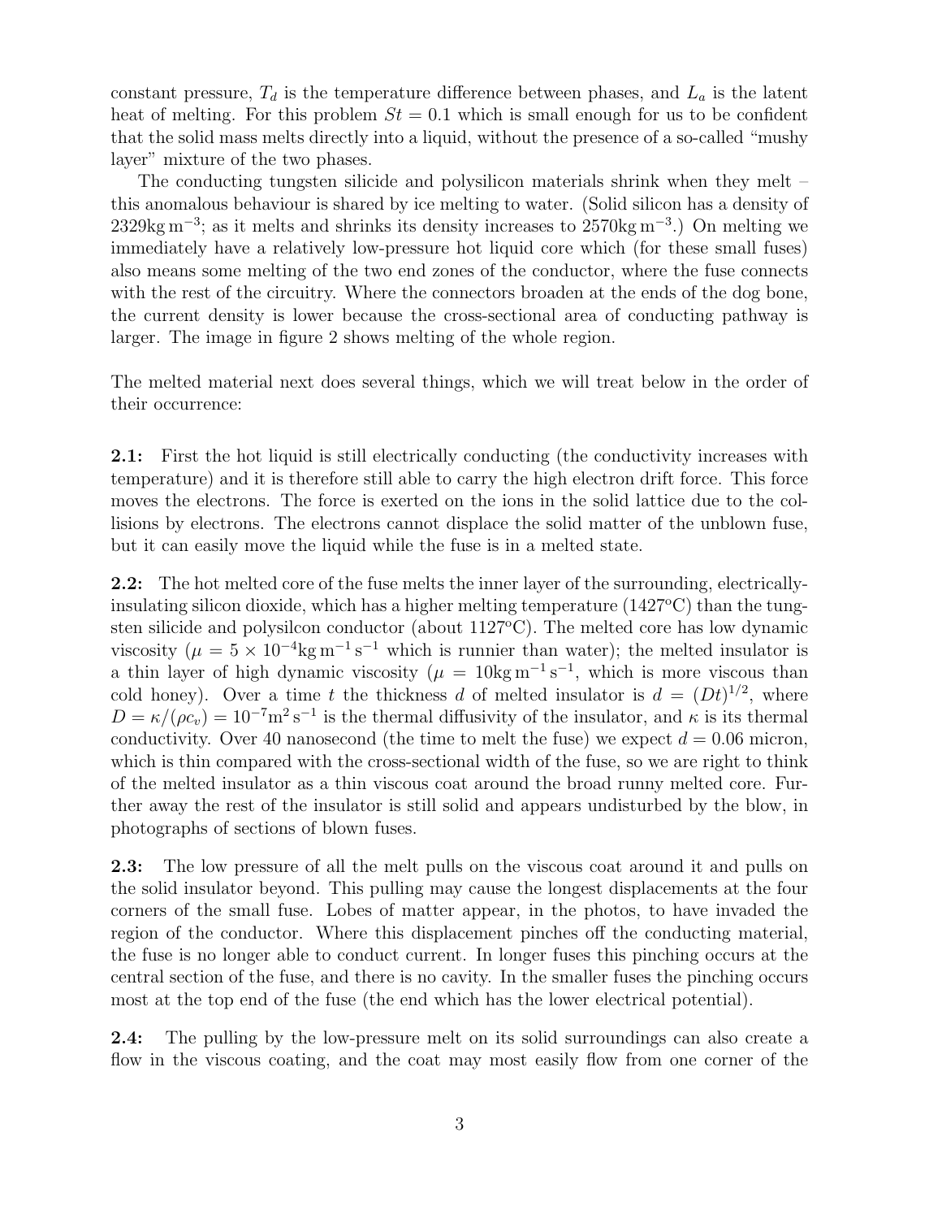constant pressure, $T_d$ is the temperature difference between phases, and $L_a$ is the latent heat of melting. For this problem $St = 0.1$ which is small enough for us to be confident that the solid mass melts directly into a liquid, without the presence of a so-called "mushy layer" mixture of the two phases.

The conducting tungsten silicide and polysilicon materials shrink when they melt – this anomalous behaviour is shared by ice melting to water. (Solid silicon has a density of $2329\mathrm{kg\,m^{-3}}$; as it melts and shrinks its density increases to $2570\mathrm{kg\,m^{-3}}$.) On melting we immediately have a relatively low-pressure hot liquid core which (for these small fuses) also means some melting of the two end zones of the conductor, where the fuse connects with the rest of the circuitry. Where the connectors broaden at the ends of the dog bone, the current density is lower because the cross-sectional area of conducting pathway is larger. The image in figure 2 shows melting of the whole region.

The melted material next does several things, which we will treat below in the order of their occurrence:

**2.1:** First the hot liquid is still electrically conducting (the conductivity increases with temperature) and it is therefore still able to carry the high electron drift force. This force moves the electrons. The force is exerted on the ions in the solid lattice due to the collisions by electrons. The electrons cannot displace the solid matter of the unblown fuse, but it can easily move the liquid while the fuse is in a melted state.

**2.2:** The hot melted core of the fuse melts the inner layer of the surrounding, electrically-insulating silicon dioxide, which has a higher melting temperature (1427°C) than the tungsten silicide and polysilcon conductor (about 1127°C). The melted core has low dynamic viscosity ($\mu = 5 \times 10^{-4}\mathrm{kg\,m^{-1}\,s^{-1}}$ which is runnier than water); the melted insulator is a thin layer of high dynamic viscosity ($\mu = 10\mathrm{kg\,m^{-1}\,s^{-1}}$, which is more viscous than cold honey). Over a time $t$ the thickness $d$ of melted insulator is $d = (Dt)^{1/2}$, where $D = \kappa/(\rho c_v) = 10^{-7}\mathrm{m^2\,s^{-1}}$ is the thermal diffusivity of the insulator, and $\kappa$ is its thermal conductivity. Over 40 nanosecond (the time to melt the fuse) we expect $d = 0.06$ micron, which is thin compared with the cross-sectional width of the fuse, so we are right to think of the melted insulator as a thin viscous coat around the broad runny melted core. Further away the rest of the insulator is still solid and appears undisturbed by the blow, in photographs of sections of blown fuses.

**2.3:** The low pressure of all the melt pulls on the viscous coat around it and pulls on the solid insulator beyond. This pulling may cause the longest displacements at the four corners of the small fuse. Lobes of matter appear, in the photos, to have invaded the region of the conductor. Where this displacement pinches off the conducting material, the fuse is no longer able to conduct current. In longer fuses this pinching occurs at the central section of the fuse, and there is no cavity. In the smaller fuses the pinching occurs most at the top end of the fuse (the end which has the lower electrical potential).

**2.4:** The pulling by the low-pressure melt on its solid surroundings can also create a flow in the viscous coating, and the coat may most easily flow from one corner of the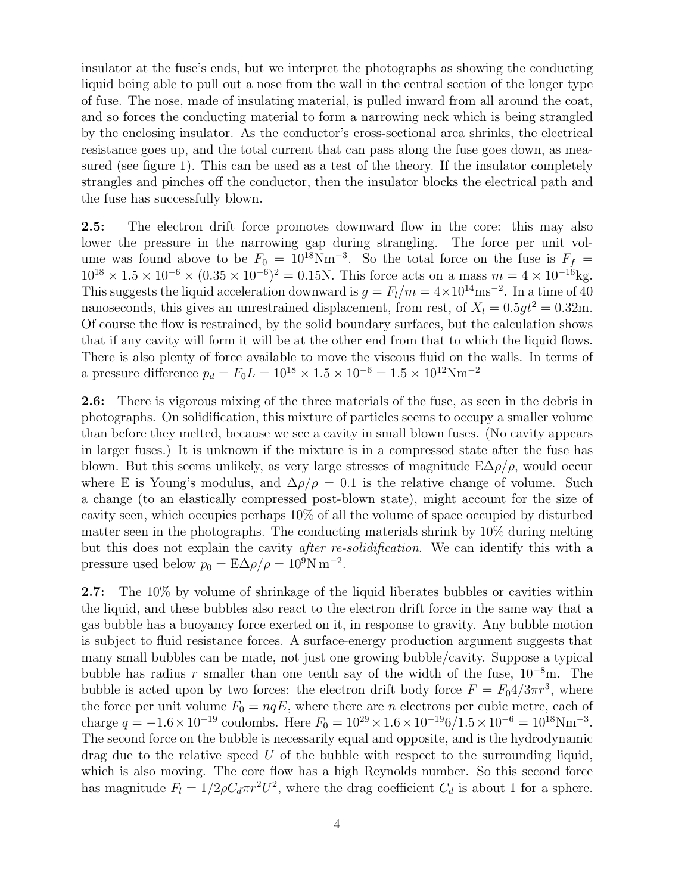insulator at the fuse's ends, but we interpret the photographs as showing the conducting liquid being able to pull out a nose from the wall in the central section of the longer type of fuse. The nose, made of insulating material, is pulled inward from all around the coat, and so forces the conducting material to form a narrowing neck which is being strangled by the enclosing insulator. As the conductor's cross-sectional area shrinks, the electrical resistance goes up, and the total current that can pass along the fuse goes down, as measured (see figure 1). This can be used as a test of the theory. If the insulator completely strangles and pinches off the conductor, then the insulator blocks the electrical path and the fuse has successfully blown.

**2.5:** The electron drift force promotes downward flow in the core: this may also lower the pressure in the narrowing gap during strangling. The force per unit volume was found above to be $F_0 = 10^{18}\mathrm{Nm}^{-3}$. So the total force on the fuse is $F_f = 10^{18} \times 1.5 \times 10^{-6} \times (0.35 \times 10^{-6})^2 = 0.15\mathrm{N}$. This force acts on a mass $m = 4 \times 10^{-16}\mathrm{kg}$. This suggests the liquid acceleration downward is $g = F_l/m = 4{\times}10^{14}\mathrm{ms}^{-2}$. In a time of 40 nanoseconds, this gives an unrestrained displacement, from rest, of $X_l = 0.5gt^2 = 0.32\mathrm{m}$. Of course the flow is restrained, by the solid boundary surfaces, but the calculation shows that if any cavity will form it will be at the other end from that to which the liquid flows. There is also plenty of force available to move the viscous fluid on the walls. In terms of a pressure difference $p_d = F_0 L = 10^{18} \times 1.5 \times 10^{-6} = 1.5 \times 10^{12}\mathrm{Nm}^{-2}$

**2.6:** There is vigorous mixing of the three materials of the fuse, as seen in the debris in photographs. On solidification, this mixture of particles seems to occupy a smaller volume than before they melted, because we see a cavity in small blown fuses. (No cavity appears in larger fuses.) It is unknown if the mixture is in a compressed state after the fuse has blown. But this seems unlikely, as very large stresses of magnitude $\mathrm{E}\Delta\rho/\rho$, would occur where E is Young's modulus, and $\Delta\rho/\rho = 0.1$ is the relative change of volume. Such a change (to an elastically compressed post-blown state), might account for the size of cavity seen, which occupies perhaps 10% of all the volume of space occupied by disturbed matter seen in the photographs. The conducting materials shrink by 10% during melting but this does not explain the cavity *after re-solidification*. We can identify this with a pressure used below $p_0 = \mathrm{E}\Delta\rho/\rho = 10^9\mathrm{N\,m}^{-2}$.

**2.7:** The 10% by volume of shrinkage of the liquid liberates bubbles or cavities within the liquid, and these bubbles also react to the electron drift force in the same way that a gas bubble has a buoyancy force exerted on it, in response to gravity. Any bubble motion is subject to fluid resistance forces. A surface-energy production argument suggests that many small bubbles can be made, not just one growing bubble/cavity. Suppose a typical bubble has radius $r$ smaller than one tenth say of the width of the fuse, $10^{-8}$m. The bubble is acted upon by two forces: the electron drift body force $F = F_0 4/3\pi r^3$, where the force per unit volume $F_0 = nqE$, where there are $n$ electrons per cubic metre, each of charge $q = -1.6 \times 10^{-19}$ coulombs. Here $F_0 = 10^{29} \times 1.6 \times 10^{-19} 6/1.5 \times 10^{-6} = 10^{18}\mathrm{Nm}^{-3}$. The second force on the bubble is necessarily equal and opposite, and is the hydrodynamic drag due to the relative speed $U$ of the bubble with respect to the surrounding liquid, which is also moving. The core flow has a high Reynolds number. So this second force has magnitude $F_l = 1/2\rho C_d \pi r^2 U^2$, where the drag coefficient $C_d$ is about 1 for a sphere.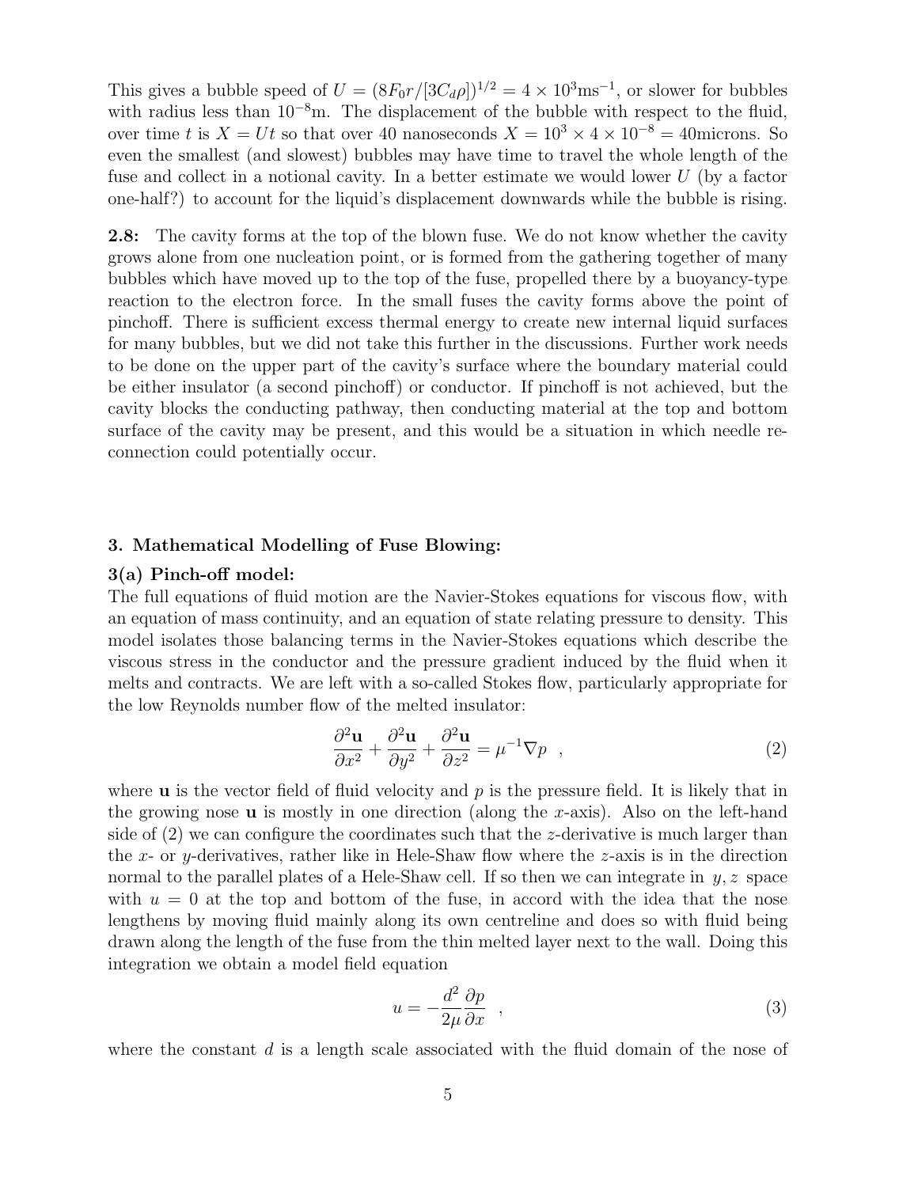This gives a bubble speed of $U = (8F_0 r/[3C_d\rho])^{1/2} = 4 \times 10^3\text{ms}^{-1}$, or slower for bubbles with radius less than $10^{-8}$m. The displacement of the bubble with respect to the fluid, over time $t$ is $X = Ut$ so that over 40 nanoseconds $X = 10^3 \times 4 \times 10^{-8} = 40$microns. So even the smallest (and slowest) bubbles may have time to travel the whole length of the fuse and collect in a notional cavity. In a better estimate we would lower $U$ (by a factor one-half?) to account for the liquid's displacement downwards while the bubble is rising.

**2.8:** The cavity forms at the top of the blown fuse. We do not know whether the cavity grows alone from one nucleation point, or is formed from the gathering together of many bubbles which have moved up to the top of the fuse, propelled there by a buoyancy-type reaction to the electron force. In the small fuses the cavity forms above the point of pinchoff. There is sufficient excess thermal energy to create new internal liquid surfaces for many bubbles, but we did not take this further in the discussions. Further work needs to be done on the upper part of the cavity's surface where the boundary material could be either insulator (a second pinchoff) or conductor. If pinchoff is not achieved, but the cavity blocks the conducting pathway, then conducting material at the top and bottom surface of the cavity may be present, and this would be a situation in which needle reconnection could potentially occur.

### 3. Mathematical Modelling of Fuse Blowing:

#### 3(a) Pinch-off model:

The full equations of fluid motion are the Navier-Stokes equations for viscous flow, with an equation of mass continuity, and an equation of state relating pressure to density. This model isolates those balancing terms in the Navier-Stokes equations which describe the viscous stress in the conductor and the pressure gradient induced by the fluid when it melts and contracts. We are left with a so-called Stokes flow, particularly appropriate for the low Reynolds number flow of the melted insulator:

$$\frac{\partial^2 \mathbf{u}}{\partial x^2} + \frac{\partial^2 \mathbf{u}}{\partial y^2} + \frac{\partial^2 \mathbf{u}}{\partial z^2} = \mu^{-1} \nabla p \quad , \tag{2}$$

where $\mathbf{u}$ is the vector field of fluid velocity and $p$ is the pressure field. It is likely that in the growing nose $\mathbf{u}$ is mostly in one direction (along the $x$-axis). Also on the left-hand side of (2) we can configure the coordinates such that the $z$-derivative is much larger than the $x$- or $y$-derivatives, rather like in Hele-Shaw flow where the $z$-axis is in the direction normal to the parallel plates of a Hele-Shaw cell. If so then we can integrate in $y, z$ space with $u = 0$ at the top and bottom of the fuse, in accord with the idea that the nose lengthens by moving fluid mainly along its own centreline and does so with fluid being drawn along the length of the fuse from the thin melted layer next to the wall. Doing this integration we obtain a model field equation

$$u = -\frac{d^2}{2\mu}\frac{\partial p}{\partial x} \quad , \tag{3}$$

where the constant $d$ is a length scale associated with the fluid domain of the nose of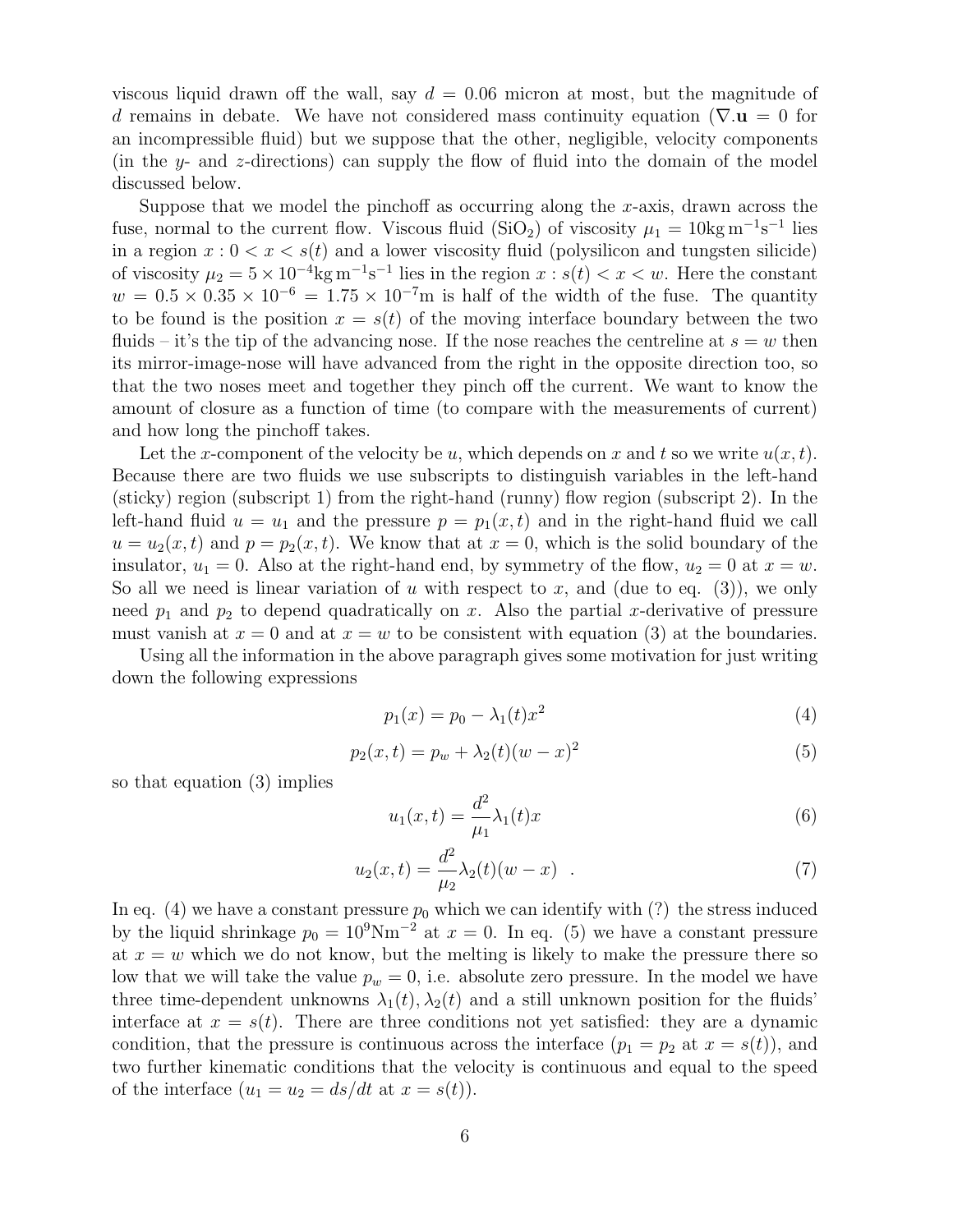viscous liquid drawn off the wall, say $d = 0.06$ micron at most, but the magnitude of $d$ remains in debate. We have not considered mass continuity equation ($\nabla.\mathbf{u} = 0$ for an incompressible fluid) but we suppose that the other, negligible, velocity components (in the $y$- and $z$-directions) can supply the flow of fluid into the domain of the model discussed below.

Suppose that we model the pinchoff as occurring along the $x$-axis, drawn across the fuse, normal to the current flow. Viscous fluid ($SiO_2$) of viscosity $\mu_1 = 10\text{kg}\,\text{m}^{-1}\text{s}^{-1}$ lies in a region $x : 0 < x < s(t)$ and a lower viscosity fluid (polysilicon and tungsten silicide) of viscosity $\mu_2 = 5 \times 10^{-4}\text{kg}\,\text{m}^{-1}\text{s}^{-1}$ lies in the region $x : s(t) < x < w$. Here the constant $w = 0.5 \times 0.35 \times 10^{-6} = 1.75 \times 10^{-7}\text{m}$ is half of the width of the fuse. The quantity to be found is the position $x = s(t)$ of the moving interface boundary between the two fluids – it's the tip of the advancing nose. If the nose reaches the centreline at $s = w$ then its mirror-image-nose will have advanced from the right in the opposite direction too, so that the two noses meet and together they pinch off the current. We want to know the amount of closure as a function of time (to compare with the measurements of current) and how long the pinchoff takes.

Let the $x$-component of the velocity be $u$, which depends on $x$ and $t$ so we write $u(x, t)$. Because there are two fluids we use subscripts to distinguish variables in the left-hand (sticky) region (subscript 1) from the right-hand (runny) flow region (subscript 2). In the left-hand fluid $u = u_1$ and the pressure $p = p_1(x, t)$ and in the right-hand fluid we call $u = u_2(x, t)$ and $p = p_2(x, t)$. We know that at $x = 0$, which is the solid boundary of the insulator, $u_1 = 0$. Also at the right-hand end, by symmetry of the flow, $u_2 = 0$ at $x = w$. So all we need is linear variation of $u$ with respect to $x$, and (due to eq. (3)), we only need $p_1$ and $p_2$ to depend quadratically on $x$. Also the partial $x$-derivative of pressure must vanish at $x = 0$ and at $x = w$ to be consistent with equation (3) at the boundaries.

Using all the information in the above paragraph gives some motivation for just writing down the following expressions

$$p_1(x) = p_0 - \lambda_1(t)x^2 \tag{4}$$

$$p_2(x, t) = p_w + \lambda_2(t)(w - x)^2 \tag{5}$$

so that equation (3) implies

$$u_1(x, t) = \frac{d^2}{\mu_1}\lambda_1(t)x \tag{6}$$

$$u_2(x, t) = \frac{d^2}{\mu_2}\lambda_2(t)(w - x) \quad . \tag{7}$$

In eq. (4) we have a constant pressure $p_0$ which we can identify with (?) the stress induced by the liquid shrinkage $p_0 = 10^9\text{Nm}^{-2}$ at $x = 0$. In eq. (5) we have a constant pressure at $x = w$ which we do not know, but the melting is likely to make the pressure there so low that we will take the value $p_w = 0$, i.e. absolute zero pressure. In the model we have three time-dependent unknowns $\lambda_1(t), \lambda_2(t)$ and a still unknown position for the fluids' interface at $x = s(t)$. There are three conditions not yet satisfied: they are a dynamic condition, that the pressure is continuous across the interface ($p_1 = p_2$ at $x = s(t)$), and two further kinematic conditions that the velocity is continuous and equal to the speed of the interface ($u_1 = u_2 = ds/dt$ at $x = s(t)$).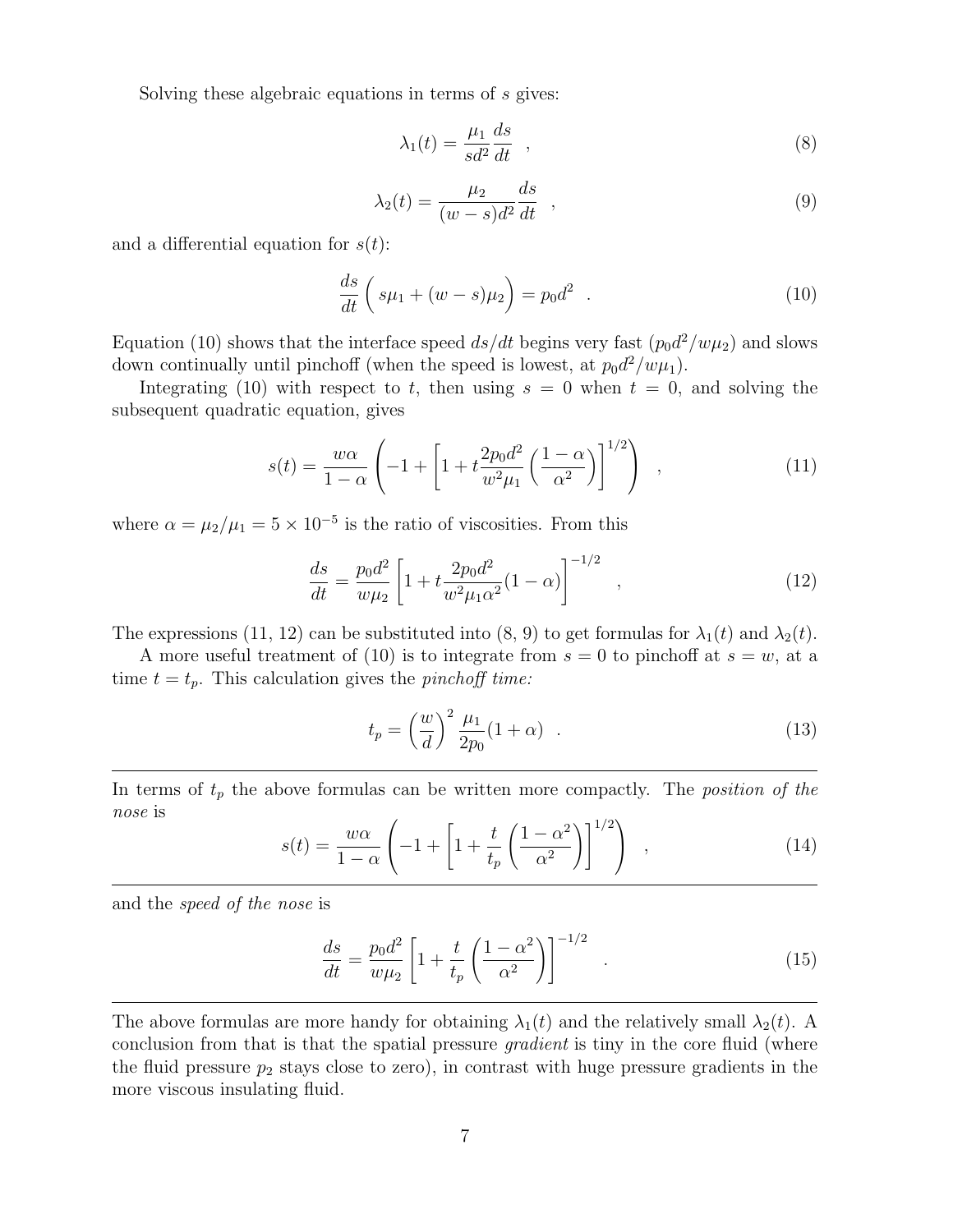Solving these algebraic equations in terms of $s$ gives:

$$\lambda_1(t) = \frac{\mu_1}{sd^2}\frac{ds}{dt} \quad , \tag{8}$$

$$\lambda_2(t) = \frac{\mu_2}{(w-s)d^2}\frac{ds}{dt} \quad , \tag{9}$$

and a differential equation for $s(t)$:

$$\frac{ds}{dt}\left( s\mu_1 + (w-s)\mu_2 \right) = p_0 d^2 \quad . \tag{10}$$

Equation (10) shows that the interface speed $ds/dt$ begins very fast ($p_0 d^2/w\mu_2$) and slows down continually until pinchoff (when the speed is lowest, at $p_0 d^2/w\mu_1$).

Integrating (10) with respect to $t$, then using $s = 0$ when $t = 0$, and solving the subsequent quadratic equation, gives

$$s(t) = \frac{w\alpha}{1-\alpha}\left(-1 + \left[1 + t\frac{2p_0 d^2}{w^2\mu_1}\left(\frac{1-\alpha}{\alpha^2}\right)\right]^{1/2}\right) \quad , \tag{11}$$

where $\alpha = \mu_2/\mu_1 = 5 \times 10^{-5}$ is the ratio of viscosities. From this

$$\frac{ds}{dt} = \frac{p_0 d^2}{w\mu_2}\left[1 + t\frac{2p_0 d^2}{w^2\mu_1\alpha^2}(1-\alpha)\right]^{-1/2} \quad , \tag{12}$$

The expressions (11, 12) can be substituted into (8, 9) to get formulas for $\lambda_1(t)$ and $\lambda_2(t)$.

A more useful treatment of (10) is to integrate from $s = 0$ to pinchoff at $s = w$, at a time $t = t_p$. This calculation gives the *pinchoff time:*

$$t_p = \left(\frac{w}{d}\right)^2 \frac{\mu_1}{2p_0}(1+\alpha) \quad . \tag{13}$$

---

In terms of $t_p$ the above formulas can be written more compactly. The *position of the nose* is

$$s(t) = \frac{w\alpha}{1-\alpha}\left(-1 + \left[1 + \frac{t}{t_p}\left(\frac{1-\alpha^2}{\alpha^2}\right)\right]^{1/2}\right) \quad , \tag{14}$$

---

and the *speed of the nose* is

$$\frac{ds}{dt} = \frac{p_0 d^2}{w\mu_2}\left[1 + \frac{t}{t_p}\left(\frac{1-\alpha^2}{\alpha^2}\right)\right]^{-1/2} \quad . \tag{15}$$

---

The above formulas are more handy for obtaining $\lambda_1(t)$ and the relatively small $\lambda_2(t)$. A conclusion from that is that the spatial pressure *gradient* is tiny in the core fluid (where the fluid pressure $p_2$ stays close to zero), in contrast with huge pressure gradients in the more viscous insulating fluid.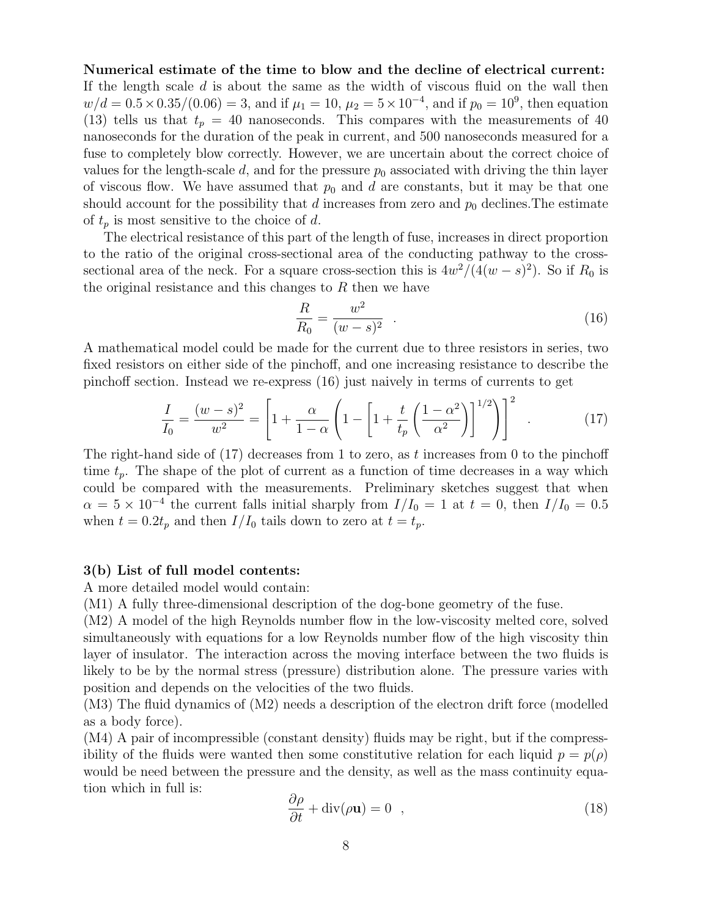**Numerical estimate of the time to blow and the decline of electrical current:** If the length scale $d$ is about the same as the width of viscous fluid on the wall then $w/d = 0.5 \times 0.35/(0.06) = 3$, and if $\mu_1 = 10$, $\mu_2 = 5 \times 10^{-4}$, and if $p_0 = 10^9$, then equation (13) tells us that $t_p = 40$ nanoseconds. This compares with the measurements of 40 nanoseconds for the duration of the peak in current, and 500 nanoseconds measured for a fuse to completely blow correctly. However, we are uncertain about the correct choice of values for the length-scale $d$, and for the pressure $p_0$ associated with driving the thin layer of viscous flow. We have assumed that $p_0$ and $d$ are constants, but it may be that one should account for the possibility that $d$ increases from zero and $p_0$ declines.The estimate of $t_p$ is most sensitive to the choice of $d$.

The electrical resistance of this part of the length of fuse, increases in direct proportion to the ratio of the original cross-sectional area of the conducting pathway to the cross-sectional area of the neck. For a square cross-section this is $4w^2/(4(w-s)^2)$. So if $R_0$ is the original resistance and this changes to $R$ then we have

$$\frac{R}{R_0} = \frac{w^2}{(w-s)^2} \quad . \tag{16}$$

A mathematical model could be made for the current due to three resistors in series, two fixed resistors on either side of the pinchoff, and one increasing resistance to describe the pinchoff section. Instead we re-express (16) just naively in terms of currents to get

$$\frac{I}{I_0} = \frac{(w-s)^2}{w^2} = \left[1 + \frac{\alpha}{1-\alpha}\left(1 - \left[1 + \frac{t}{t_p}\left(\frac{1-\alpha^2}{\alpha^2}\right)\right]^{1/2}\right)\right]^2 \quad . \tag{17}$$

The right-hand side of (17) decreases from 1 to zero, as $t$ increases from 0 to the pinchoff time $t_p$. The shape of the plot of current as a function of time decreases in a way which could be compared with the measurements. Preliminary sketches suggest that when $\alpha = 5 \times 10^{-4}$ the current falls initial sharply from $I/I_0 = 1$ at $t = 0$, then $I/I_0 = 0.5$ when $t = 0.2t_p$ and then $I/I_0$ tails down to zero at $t = t_p$.

**3(b) List of full model contents:**

A more detailed model would contain:

(M1) A fully three-dimensional description of the dog-bone geometry of the fuse.

(M2) A model of the high Reynolds number flow in the low-viscosity melted core, solved simultaneously with equations for a low Reynolds number flow of the high viscosity thin layer of insulator. The interaction across the moving interface between the two fluids is likely to be by the normal stress (pressure) distribution alone. The pressure varies with position and depends on the velocities of the two fluids.

(M3) The fluid dynamics of (M2) needs a description of the electron drift force (modelled as a body force).

(M4) A pair of incompressible (constant density) fluids may be right, but if the compressibility of the fluids were wanted then some constitutive relation for each liquid $p = p(\rho)$ would be need between the pressure and the density, as well as the mass continuity equation which in full is:

$$\frac{\partial \rho}{\partial t} + \mathrm{div}(\rho \mathbf{u}) = 0 \quad , \tag{18}$$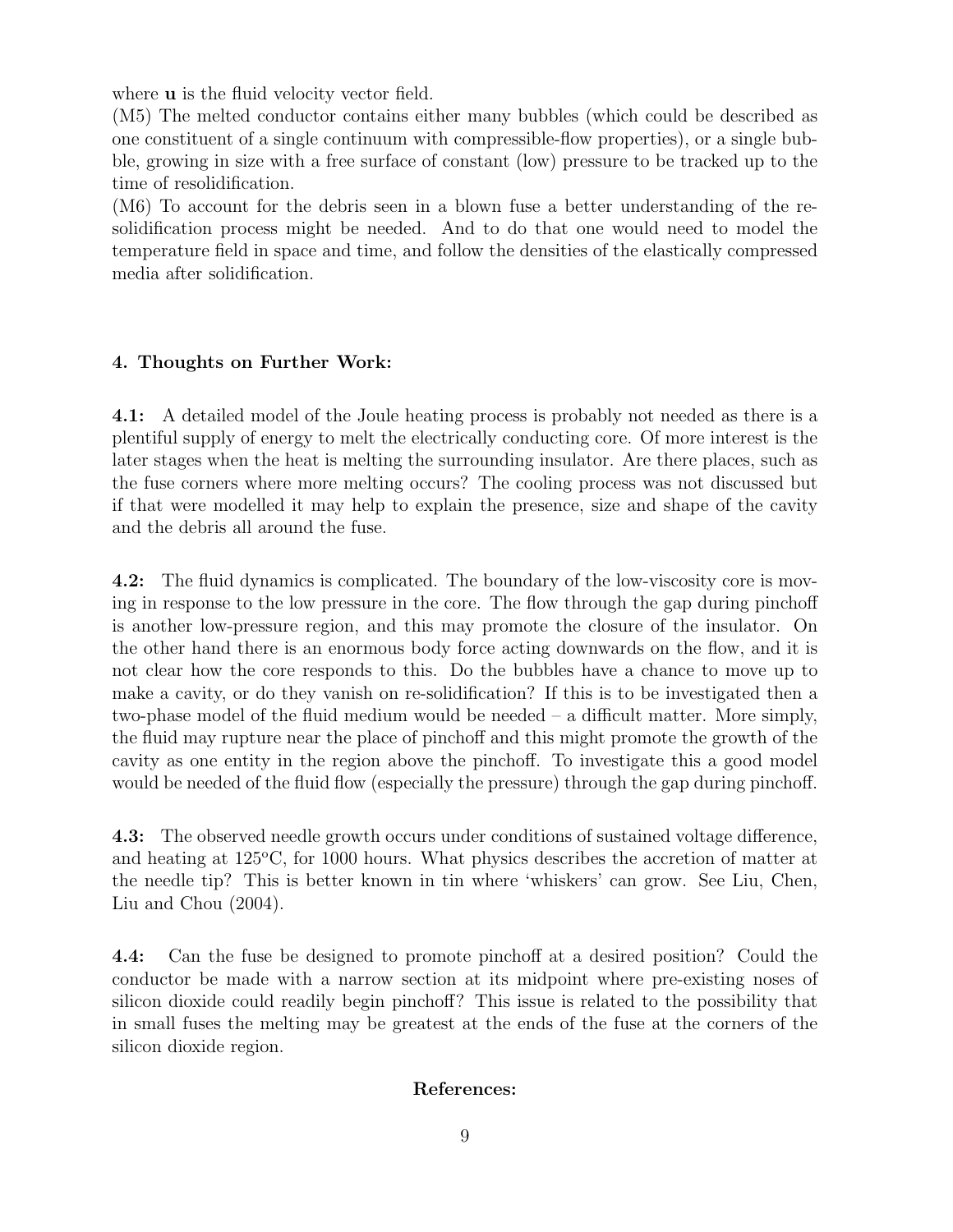where $\mathbf{u}$ is the fluid velocity vector field.

(M5) The melted conductor contains either many bubbles (which could be described as one constituent of a single continuum with compressible-flow properties), or a single bubble, growing in size with a free surface of constant (low) pressure to be tracked up to the time of resolidification.

(M6) To account for the debris seen in a blown fuse a better understanding of the re-solidification process might be needed. And to do that one would need to model the temperature field in space and time, and follow the densities of the elastically compressed media after solidification.

### 4. Thoughts on Further Work:

**4.1:** A detailed model of the Joule heating process is probably not needed as there is a plentiful supply of energy to melt the electrically conducting core. Of more interest is the later stages when the heat is melting the surrounding insulator. Are there places, such as the fuse corners where more melting occurs? The cooling process was not discussed but if that were modelled it may help to explain the presence, size and shape of the cavity and the debris all around the fuse.

**4.2:** The fluid dynamics is complicated. The boundary of the low-viscosity core is moving in response to the low pressure in the core. The flow through the gap during pinchoff is another low-pressure region, and this may promote the closure of the insulator. On the other hand there is an enormous body force acting downwards on the flow, and it is not clear how the core responds to this. Do the bubbles have a chance to move up to make a cavity, or do they vanish on re-solidification? If this is to be investigated then a two-phase model of the fluid medium would be needed – a difficult matter. More simply, the fluid may rupture near the place of pinchoff and this might promote the growth of the cavity as one entity in the region above the pinchoff. To investigate this a good model would be needed of the fluid flow (especially the pressure) through the gap during pinchoff.

**4.3:** The observed needle growth occurs under conditions of sustained voltage difference, and heating at 125°C, for 1000 hours. What physics describes the accretion of matter at the needle tip? This is better known in tin where 'whiskers' can grow. See Liu, Chen, Liu and Chou (2004).

**4.4:** Can the fuse be designed to promote pinchoff at a desired position? Could the conductor be made with a narrow section at its midpoint where pre-existing noses of silicon dioxide could readily begin pinchoff? This issue is related to the possibility that in small fuses the melting may be greatest at the ends of the fuse at the corners of the silicon dioxide region.

### References: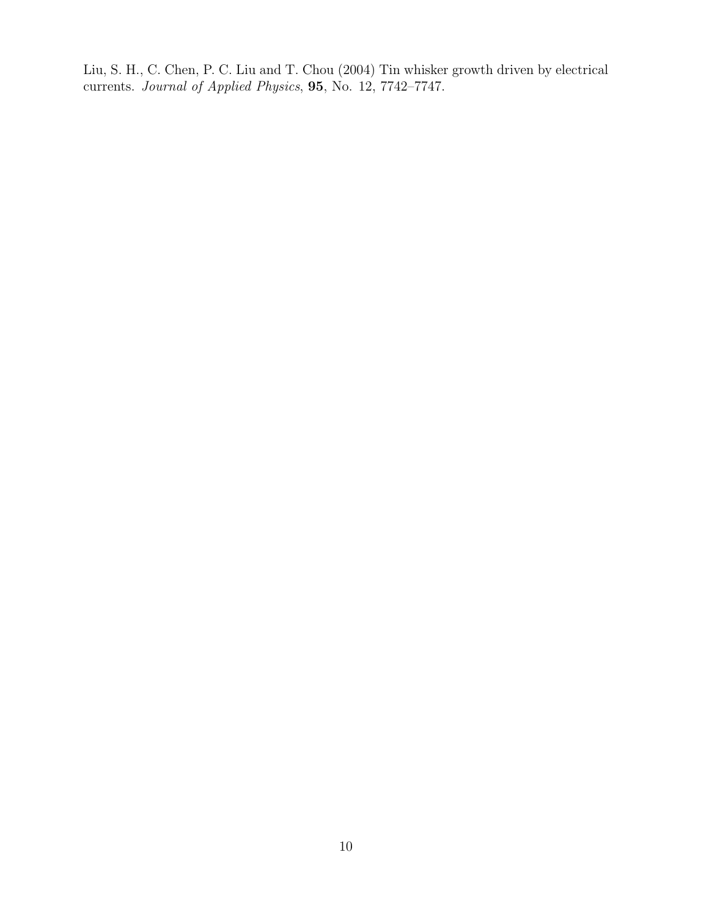Liu, S. H., C. Chen, P. C. Liu and T. Chou (2004) Tin whisker growth driven by electrical currents. *Journal of Applied Physics*, **95**, No. 12, 7742–7747.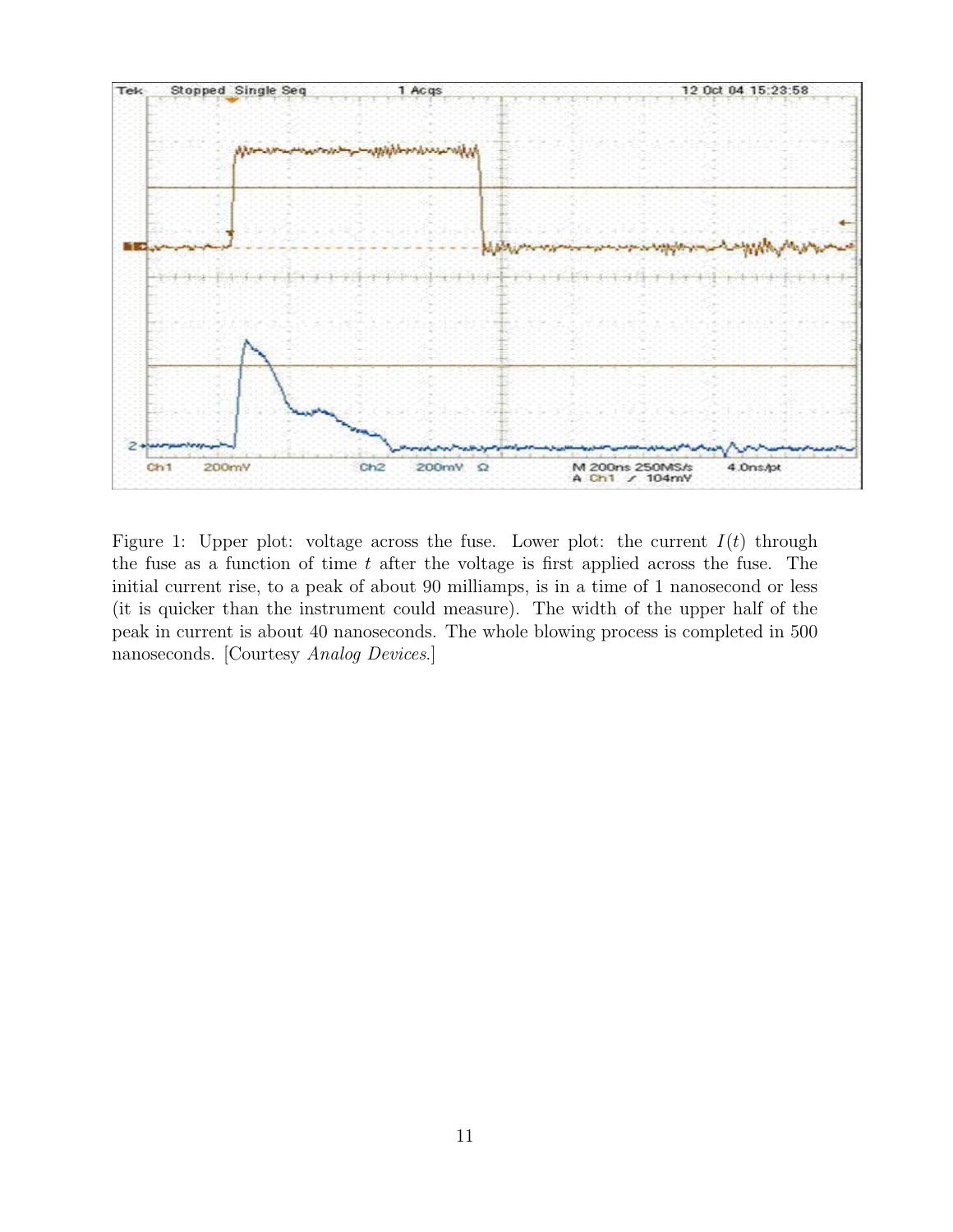Figure 1: Upper plot: voltage across the fuse. Lower plot: the current $I(t)$ through the fuse as a function of time $t$ after the voltage is first applied across the fuse. The initial current rise, to a peak of about 90 milliamps, is in a time of 1 nanosecond or less (it is quicker than the instrument could measure). The width of the upper half of the peak in current is about 40 nanoseconds. The whole blowing process is completed in 500 nanoseconds. [Courtesy *Analog Devices*.]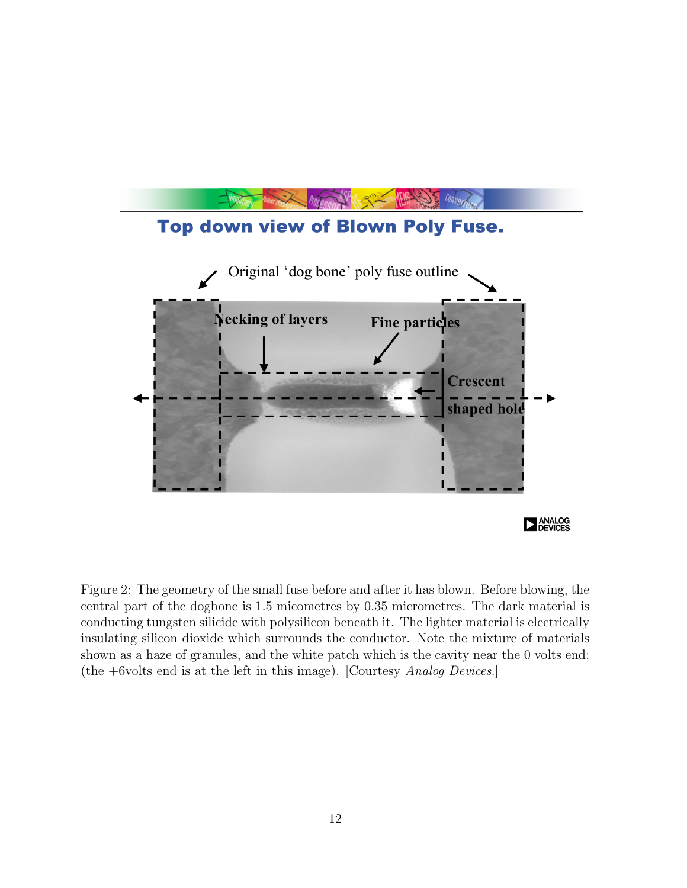## Top down view of Blown Poly Fuse.

Original 'dog bone' poly fuse outline

Necking of layers

Fine particles

Crescent shaped hole

Figure 2: The geometry of the small fuse before and after it has blown. Before blowing, the central part of the dogbone is 1.5 micometres by 0.35 micrometres. The dark material is conducting tungsten silicide with polysilicon beneath it. The lighter material is electrically insulating silicon dioxide which surrounds the conductor. Note the mixture of materials shown as a haze of granules, and the white patch which is the cavity near the 0 volts end; (the +6volts end is at the left in this image). [Courtesy *Analog Devices*.]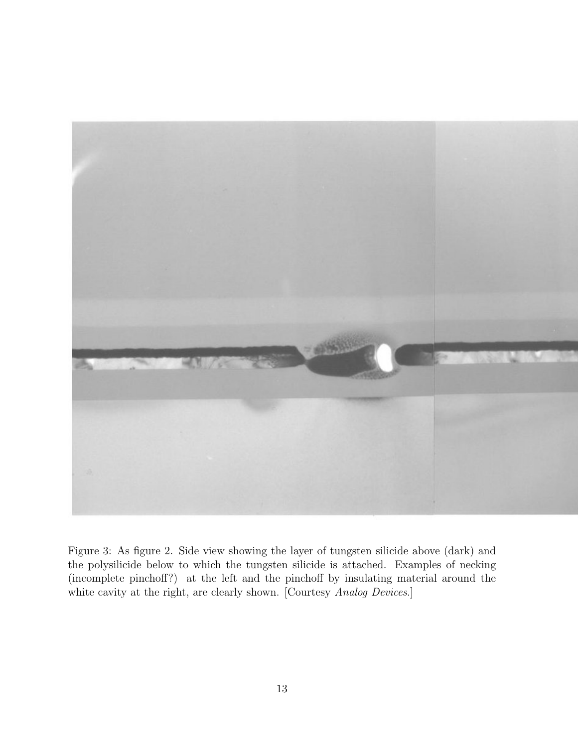Figure 3: As figure 2. Side view showing the layer of tungsten silicide above (dark) and the polysilicide below to which the tungsten silicide is attached. Examples of necking (incomplete pinchoff?) at the left and the pinchoff by insulating material around the white cavity at the right, are clearly shown. [Courtesy *Analog Devices*.]